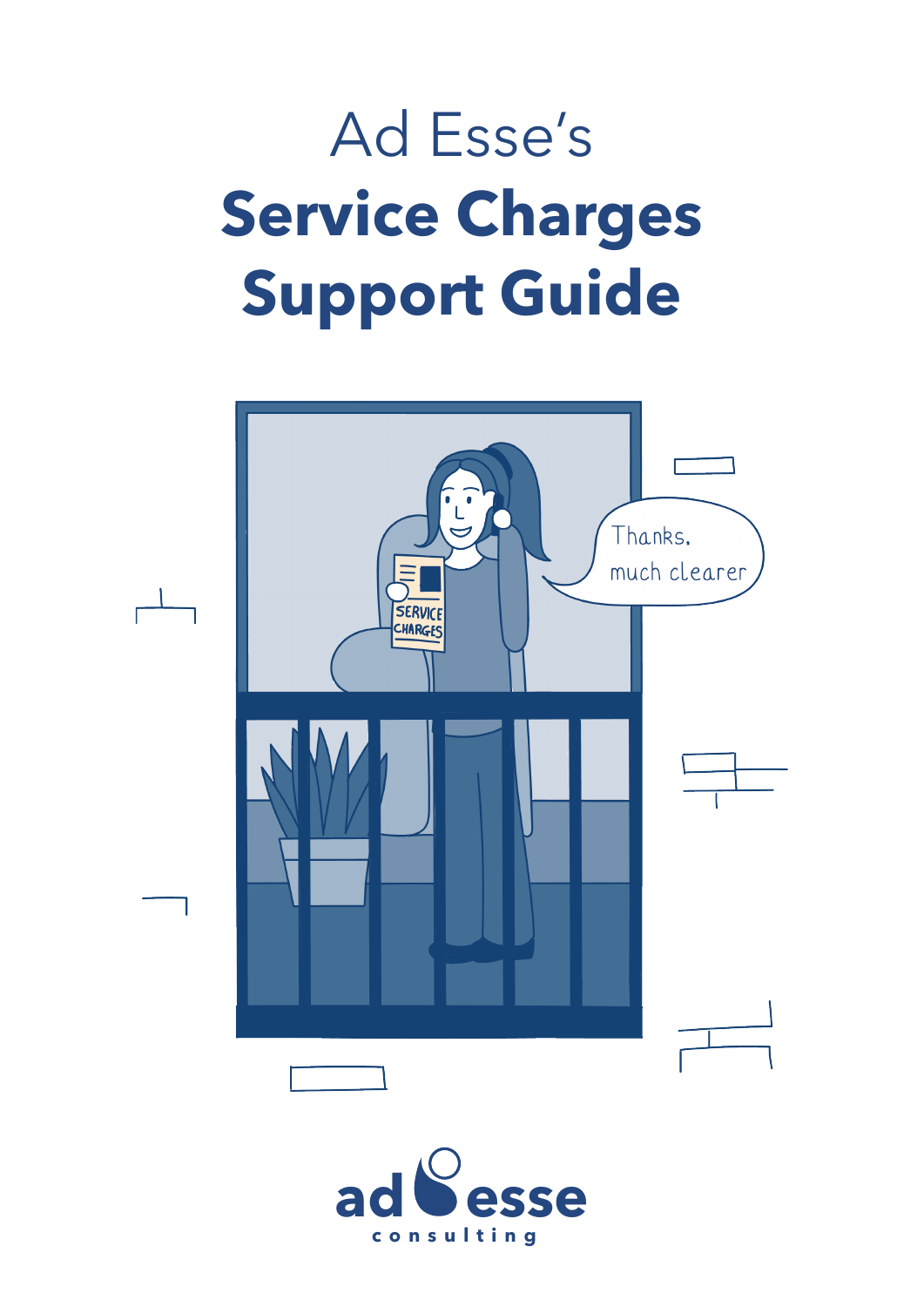# Ad Esse's
# **Service Charges Support Guide**

ad esse consulting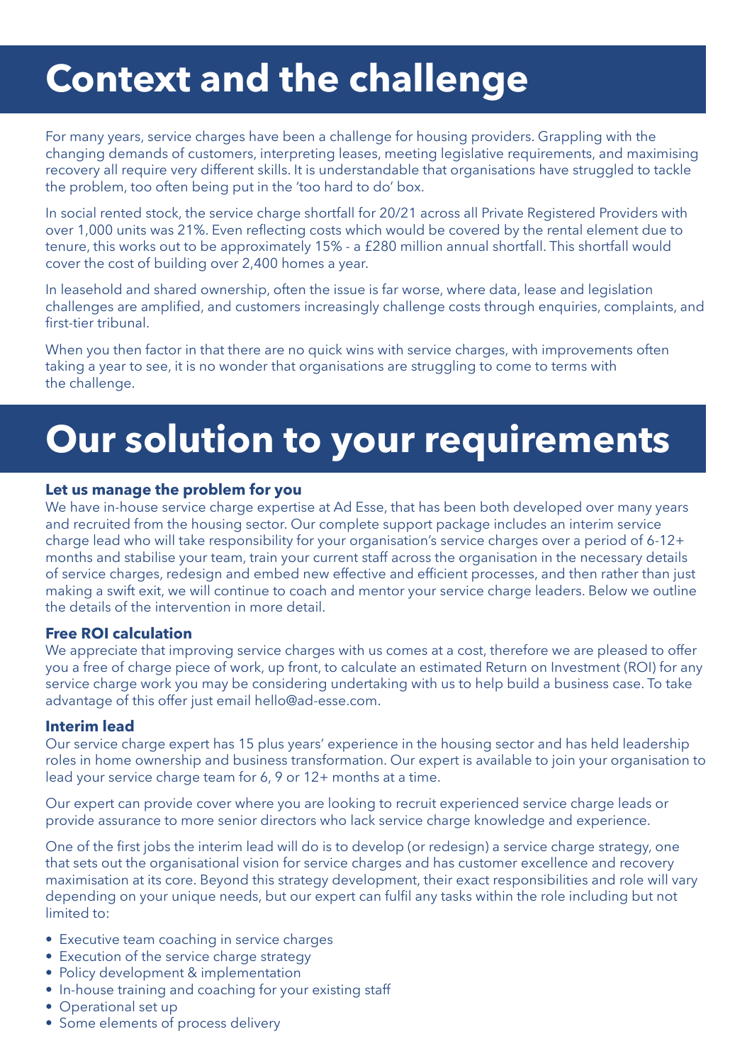# Context and the challenge

For many years, service charges have been a challenge for housing providers. Grappling with the changing demands of customers, interpreting leases, meeting legislative requirements, and maximising recovery all require very different skills. It is understandable that organisations have struggled to tackle the problem, too often being put in the 'too hard to do' box.

In social rented stock, the service charge shortfall for 20/21 across all Private Registered Providers with over 1,000 units was 21%. Even reflecting costs which would be covered by the rental element due to tenure, this works out to be approximately 15% - a £280 million annual shortfall. This shortfall would cover the cost of building over 2,400 homes a year.

In leasehold and shared ownership, often the issue is far worse, where data, lease and legislation challenges are amplified, and customers increasingly challenge costs through enquiries, complaints, and first-tier tribunal.

When you then factor in that there are no quick wins with service charges, with improvements often taking a year to see, it is no wonder that organisations are struggling to come to terms with the challenge.

# Our solution to your requirements

### Let us manage the problem for you

We have in-house service charge expertise at Ad Esse, that has been both developed over many years and recruited from the housing sector. Our complete support package includes an interim service charge lead who will take responsibility for your organisation's service charges over a period of 6-12+ months and stabilise your team, train your current staff across the organisation in the necessary details of service charges, redesign and embed new effective and efficient processes, and then rather than just making a swift exit, we will continue to coach and mentor your service charge leaders. Below we outline the details of the intervention in more detail.

### Free ROI calculation

We appreciate that improving service charges with us comes at a cost, therefore we are pleased to offer you a free of charge piece of work, up front, to calculate an estimated Return on Investment (ROI) for any service charge work you may be considering undertaking with us to help build a business case. To take advantage of this offer just email hello@ad-esse.com.

### Interim lead

Our service charge expert has 15 plus years' experience in the housing sector and has held leadership roles in home ownership and business transformation. Our expert is available to join your organisation to lead your service charge team for 6, 9 or 12+ months at a time.

Our expert can provide cover where you are looking to recruit experienced service charge leads or provide assurance to more senior directors who lack service charge knowledge and experience.

One of the first jobs the interim lead will do is to develop (or redesign) a service charge strategy, one that sets out the organisational vision for service charges and has customer excellence and recovery maximisation at its core. Beyond this strategy development, their exact responsibilities and role will vary depending on your unique needs, but our expert can fulfil any tasks within the role including but not limited to:

- Executive team coaching in service charges
- Execution of the service charge strategy
- Policy development & implementation
- In-house training and coaching for your existing staff
- Operational set up
- Some elements of process delivery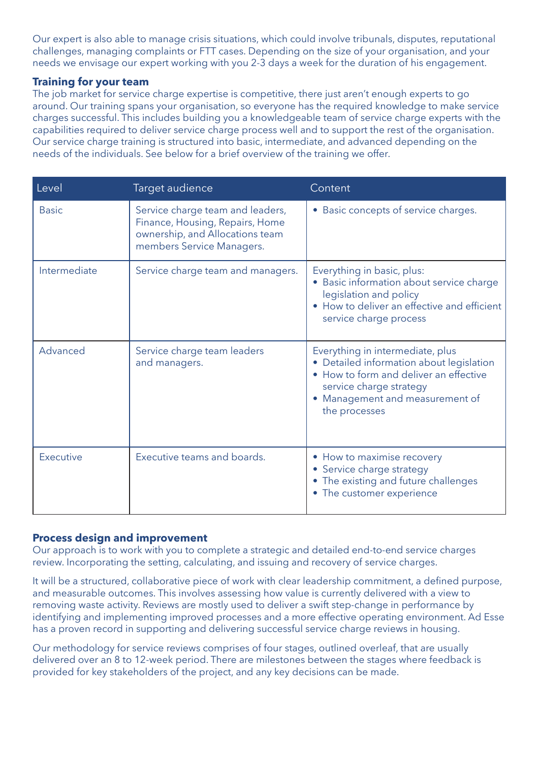Our expert is also able to manage crisis situations, which could involve tribunals, disputes, reputational challenges, managing complaints or FTT cases. Depending on the size of your organisation, and your needs we envisage our expert working with you 2-3 days a week for the duration of his engagement.

**Training for your team**

The job market for service charge expertise is competitive, there just aren't enough experts to go around. Our training spans your organisation, so everyone has the required knowledge to make service charges successful. This includes building you a knowledgeable team of service charge experts with the capabilities required to deliver service charge process well and to support the rest of the organisation. Our service charge training is structured into basic, intermediate, and advanced depending on the needs of the individuals. See below for a brief overview of the training we offer.

| Level | Target audience | Content |
|---|---|---|
| Basic | Service charge team and leaders, Finance, Housing, Repairs, Home ownership, and Allocations team members Service Managers. | • Basic concepts of service charges. |
| Intermediate | Service charge team and managers. | Everything in basic, plus:<br>• Basic information about service charge legislation and policy<br>• How to deliver an effective and efficient service charge process |
| Advanced | Service charge team leaders and managers. | Everything in intermediate, plus<br>• Detailed information about legislation<br>• How to form and deliver an effective service charge strategy<br>• Management and measurement of the processes |
| Executive | Executive teams and boards. | • How to maximise recovery<br>• Service charge strategy<br>• The existing and future challenges<br>• The customer experience |

**Process design and improvement**

Our approach is to work with you to complete a strategic and detailed end-to-end service charges review. Incorporating the setting, calculating, and issuing and recovery of service charges.

It will be a structured, collaborative piece of work with clear leadership commitment, a defined purpose, and measurable outcomes. This involves assessing how value is currently delivered with a view to removing waste activity. Reviews are mostly used to deliver a swift step-change in performance by identifying and implementing improved processes and a more effective operating environment. Ad Esse has a proven record in supporting and delivering successful service charge reviews in housing.

Our methodology for service reviews comprises of four stages, outlined overleaf, that are usually delivered over an 8 to 12-week period. There are milestones between the stages where feedback is provided for key stakeholders of the project, and any key decisions can be made.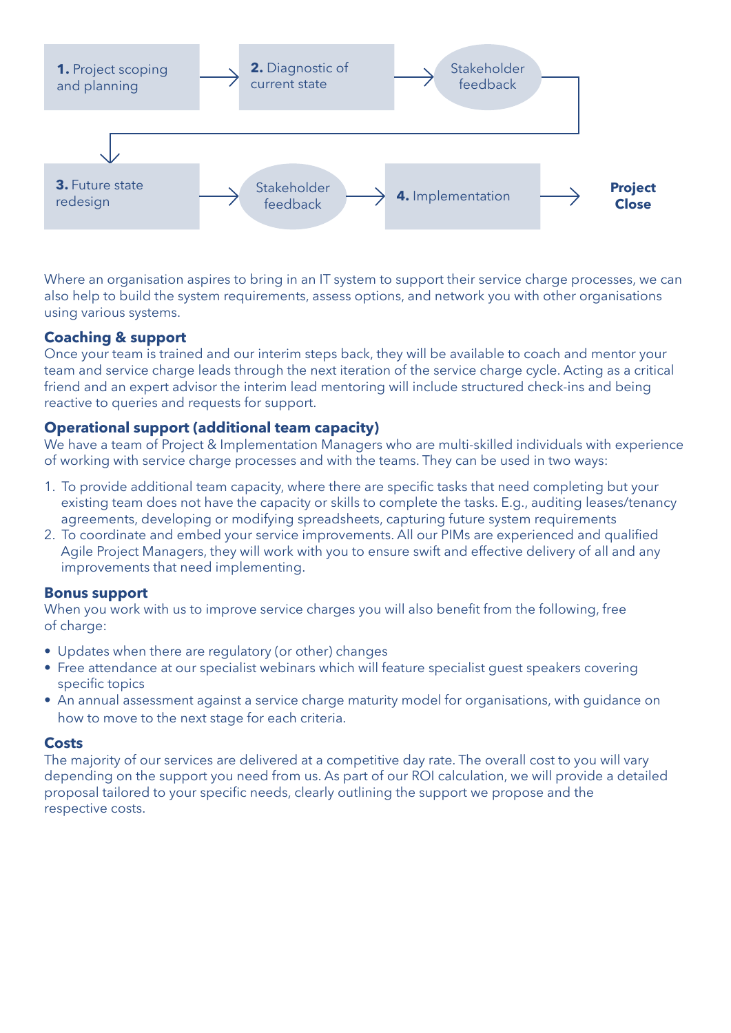**1.** Project scoping and planning → **2.** Diagnostic of current state → Stakeholder feedback → **3.** Future state redesign → Stakeholder feedback → **4.** Implementation → **Project Close**

Where an organisation aspires to bring in an IT system to support their service charge processes, we can also help to build the system requirements, assess options, and network you with other organisations using various systems.

### Coaching & support

Once your team is trained and our interim steps back, they will be available to coach and mentor your team and service charge leads through the next iteration of the service charge cycle. Acting as a critical friend and an expert advisor the interim lead mentoring will include structured check-ins and being reactive to queries and requests for support.

### Operational support (additional team capacity)

We have a team of Project & Implementation Managers who are multi-skilled individuals with experience of working with service charge processes and with the teams. They can be used in two ways:

1. To provide additional team capacity, where there are specific tasks that need completing but your existing team does not have the capacity or skills to complete the tasks. E.g., auditing leases/tenancy agreements, developing or modifying spreadsheets, capturing future system requirements
2. To coordinate and embed your service improvements. All our PIMs are experienced and qualified Agile Project Managers, they will work with you to ensure swift and effective delivery of all and any improvements that need implementing.

### Bonus support

When you work with us to improve service charges you will also benefit from the following, free of charge:

- Updates when there are regulatory (or other) changes
- Free attendance at our specialist webinars which will feature specialist guest speakers covering specific topics
- An annual assessment against a service charge maturity model for organisations, with guidance on how to move to the next stage for each criteria.

### Costs

The majority of our services are delivered at a competitive day rate. The overall cost to you will vary depending on the support you need from us. As part of our ROI calculation, we will provide a detailed proposal tailored to your specific needs, clearly outlining the support we propose and the respective costs.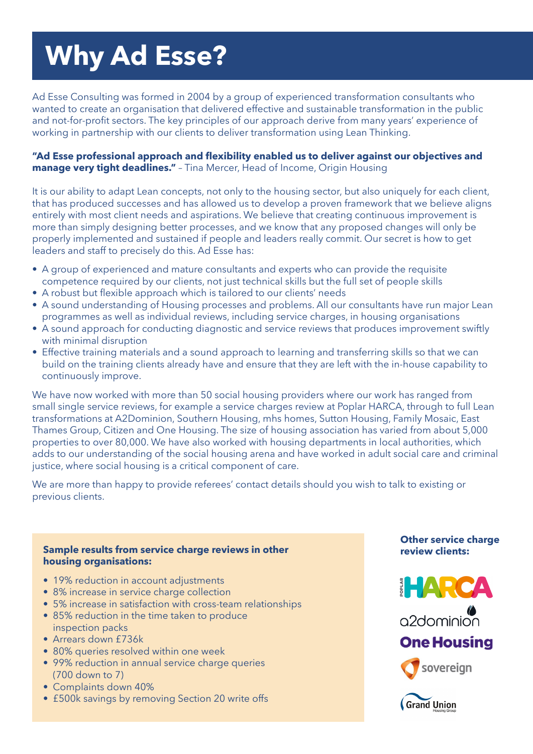# Why Ad Esse?

Ad Esse Consulting was formed in 2004 by a group of experienced transformation consultants who wanted to create an organisation that delivered effective and sustainable transformation in the public and not-for-profit sectors. The key principles of our approach derive from many years' experience of working in partnership with our clients to deliver transformation using Lean Thinking.

**"Ad Esse professional approach and flexibility enabled us to deliver against our objectives and manage very tight deadlines."** – Tina Mercer, Head of Income, Origin Housing

It is our ability to adapt Lean concepts, not only to the housing sector, but also uniquely for each client, that has produced successes and has allowed us to develop a proven framework that we believe aligns entirely with most client needs and aspirations. We believe that creating continuous improvement is more than simply designing better processes, and we know that any proposed changes will only be properly implemented and sustained if people and leaders really commit. Our secret is how to get leaders and staff to precisely do this. Ad Esse has:

- A group of experienced and mature consultants and experts who can provide the requisite competence required by our clients, not just technical skills but the full set of people skills
- A robust but flexible approach which is tailored to our clients' needs
- A sound understanding of Housing processes and problems. All our consultants have run major Lean programmes as well as individual reviews, including service charges, in housing organisations
- A sound approach for conducting diagnostic and service reviews that produces improvement swiftly with minimal disruption
- Effective training materials and a sound approach to learning and transferring skills so that we can build on the training clients already have and ensure that they are left with the in-house capability to continuously improve.

We have now worked with more than 50 social housing providers where our work has ranged from small single service reviews, for example a service charges review at Poplar HARCA, through to full Lean transformations at A2Dominion, Southern Housing, mhs homes, Sutton Housing, Family Mosaic, East Thames Group, Citizen and One Housing. The size of housing association has varied from about 5,000 properties to over 80,000. We have also worked with housing departments in local authorities, which adds to our understanding of the social housing arena and have worked in adult social care and criminal justice, where social housing is a critical component of care.

We are more than happy to provide referees' contact details should you wish to talk to existing or previous clients.

**Sample results from service charge reviews in other housing organisations:**

- 19% reduction in account adjustments
- 8% increase in service charge collection
- 5% increase in satisfaction with cross-team relationships
- 85% reduction in the time taken to produce inspection packs
- Arrears down £736k
- 80% queries resolved within one week
- 99% reduction in annual service charge queries (700 down to 7)
- Complaints down 40%
- £500k savings by removing Section 20 write offs

**Other service charge review clients:**

Poplar HARCA

a2dominion

One Housing

sovereign

Grand Union Housing Group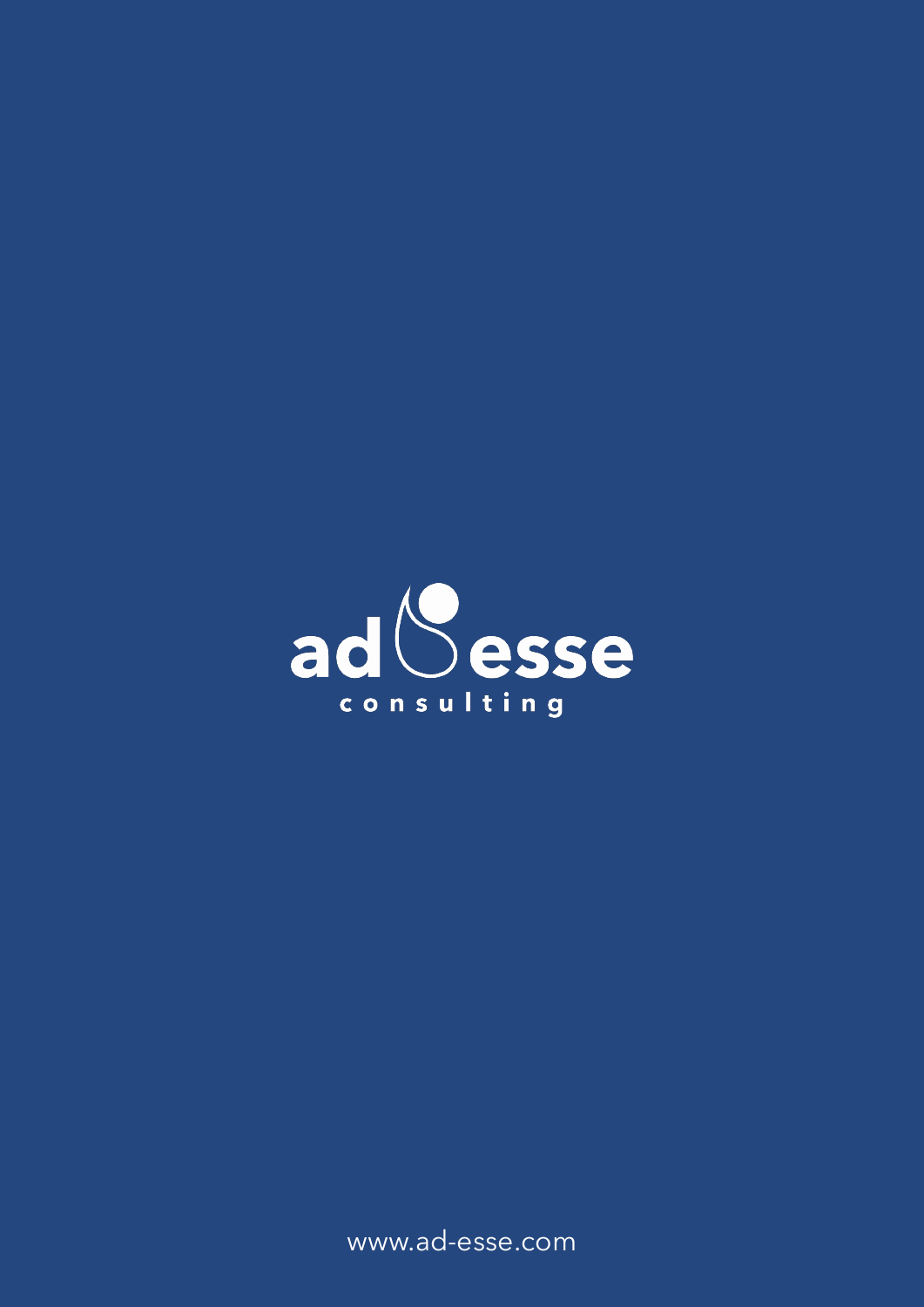ad esse

consulting

www.ad-esse.com